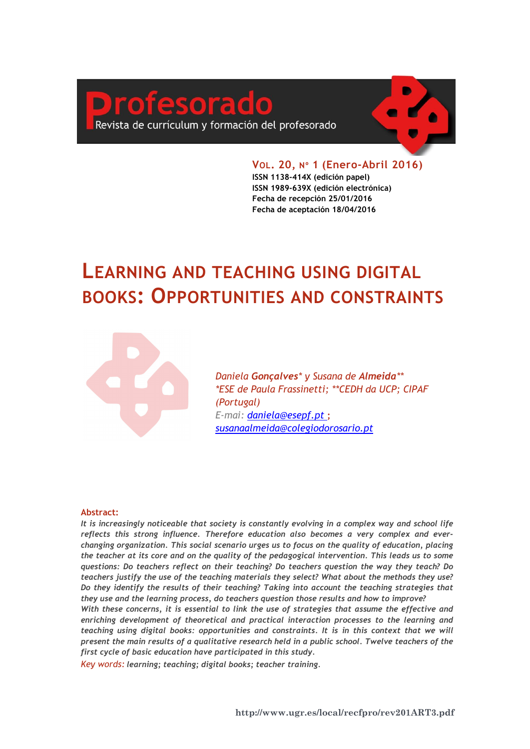# Profesorado

Revista de currículum y formación del profesorado

**VOL. 20, Nº 1 (Enero-Abril 2016)**
**ISSN 1138-414X (edición papel)**
**ISSN 1989-639X (edición electrónica)**
**Fecha de recepción 25/01/2016**
**Fecha de aceptación 18/04/2016**

# LEARNING AND TEACHING USING DIGITAL BOOKS: OPPORTUNITIES AND CONSTRAINTS

*Daniela* ***Gonçalves**** *y Susana de* ***Almeida****\*
*\*ESE de Paula Frassinetti; \*\*CEDH da UCP; CIPAF (Portugal)*
*E-mai:* daniela@esepf.pt ; susanaalmeida@colegiodorosario.pt

**Abstract:**

*It is increasingly noticeable that society is constantly evolving in a complex way and school life reflects this strong influence. Therefore education also becomes a very complex and ever-changing organization. This social scenario urges us to focus on the quality of education, placing the teacher at its core and on the quality of the pedagogical intervention. This leads us to some questions: Do teachers reflect on their teaching? Do teachers question the way they teach? Do teachers justify the use of the teaching materials they select? What about the methods they use? Do they identify the results of their teaching? Taking into account the teaching strategies that they use and the learning process, do teachers question those results and how to improve?*

*With these concerns, it is essential to link the use of strategies that assume the effective and enriching development of theoretical and practical interaction processes to the learning and teaching using digital books: opportunities and constraints. It is in this context that we will present the main results of a qualitative research held in a public school. Twelve teachers of the first cycle of basic education have participated in this study.*

*Key words:* *learning; teaching; digital books; teacher training.*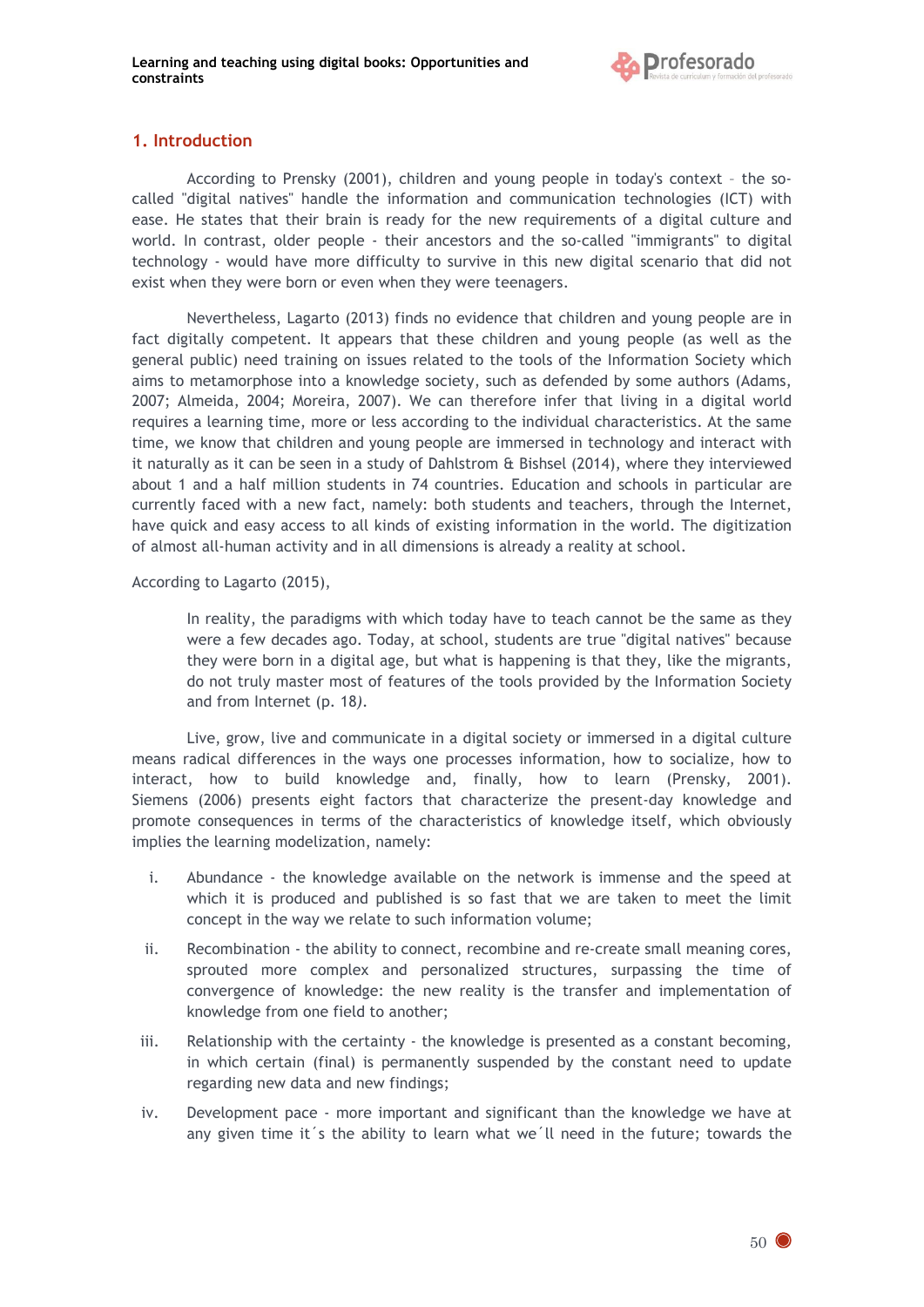## 1. Introduction

According to Prensky (2001), children and young people in today's context – the so-called "digital natives" handle the information and communication technologies (ICT) with ease. He states that their brain is ready for the new requirements of a digital culture and world. In contrast, older people - their ancestors and the so-called "immigrants" to digital technology - would have more difficulty to survive in this new digital scenario that did not exist when they were born or even when they were teenagers.

Nevertheless, Lagarto (2013) finds no evidence that children and young people are in fact digitally competent. It appears that these children and young people (as well as the general public) need training on issues related to the tools of the Information Society which aims to metamorphose into a knowledge society, such as defended by some authors (Adams, 2007; Almeida, 2004; Moreira, 2007). We can therefore infer that living in a digital world requires a learning time, more or less according to the individual characteristics. At the same time, we know that children and young people are immersed in technology and interact with it naturally as it can be seen in a study of Dahlstrom & Bishsel (2014), where they interviewed about 1 and a half million students in 74 countries. Education and schools in particular are currently faced with a new fact, namely: both students and teachers, through the Internet, have quick and easy access to all kinds of existing information in the world. The digitization of almost all-human activity and in all dimensions is already a reality at school.

According to Lagarto (2015),

> In reality, the paradigms with which today have to teach cannot be the same as they were a few decades ago. Today, at school, students are true "digital natives" because they were born in a digital age, but what is happening is that they, like the migrants, do not truly master most of features of the tools provided by the Information Society and from Internet (p. 18).

Live, grow, live and communicate in a digital society or immersed in a digital culture means radical differences in the ways one processes information, how to socialize, how to interact, how to build knowledge and, finally, how to learn (Prensky, 2001). Siemens (2006) presents eight factors that characterize the present-day knowledge and promote consequences in terms of the characteristics of knowledge itself, which obviously implies the learning modelization, namely:

i. Abundance - the knowledge available on the network is immense and the speed at which it is produced and published is so fast that we are taken to meet the limit concept in the way we relate to such information volume;

ii. Recombination - the ability to connect, recombine and re-create small meaning cores, sprouted more complex and personalized structures, surpassing the time of convergence of knowledge: the new reality is the transfer and implementation of knowledge from one field to another;

iii. Relationship with the certainty - the knowledge is presented as a constant becoming, in which certain (final) is permanently suspended by the constant need to update regarding new data and new findings;

iv. Development pace - more important and significant than the knowledge we have at any given time it´s the ability to learn what we´ll need in the future; towards the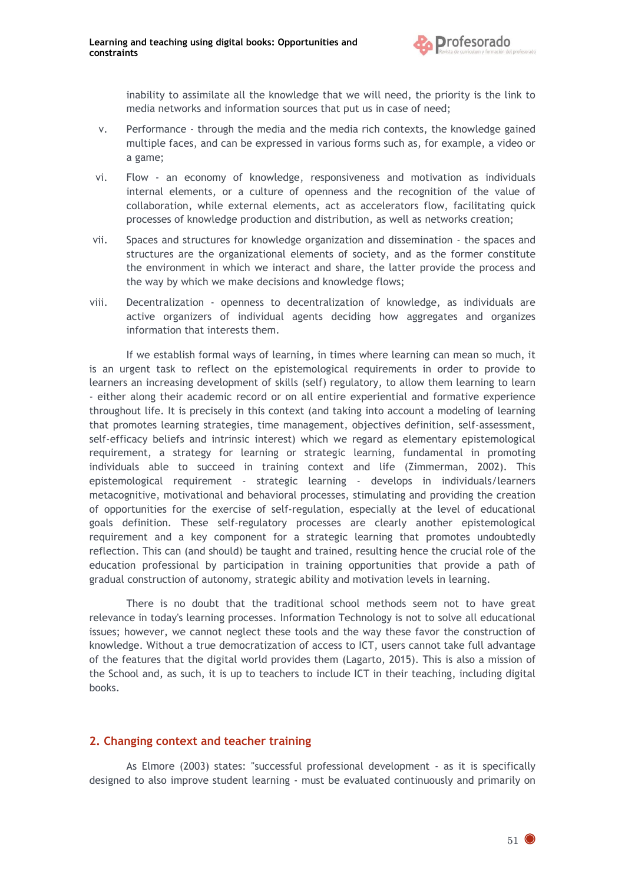inability to assimilate all the knowledge that we will need, the priority is the link to media networks and information sources that put us in case of need;

v. Performance - through the media and the media rich contexts, the knowledge gained multiple faces, and can be expressed in various forms such as, for example, a video or a game;

vi. Flow - an economy of knowledge, responsiveness and motivation as individuals internal elements, or a culture of openness and the recognition of the value of collaboration, while external elements, act as accelerators flow, facilitating quick processes of knowledge production and distribution, as well as networks creation;

vii. Spaces and structures for knowledge organization and dissemination - the spaces and structures are the organizational elements of society, and as the former constitute the environment in which we interact and share, the latter provide the process and the way by which we make decisions and knowledge flows;

viii. Decentralization - openness to decentralization of knowledge, as individuals are active organizers of individual agents deciding how aggregates and organizes information that interests them.

If we establish formal ways of learning, in times where learning can mean so much, it is an urgent task to reflect on the epistemological requirements in order to provide to learners an increasing development of skills (self) regulatory, to allow them learning to learn - either along their academic record or on all entire experiential and formative experience throughout life. It is precisely in this context (and taking into account a modeling of learning that promotes learning strategies, time management, objectives definition, self-assessment, self-efficacy beliefs and intrinsic interest) which we regard as elementary epistemological requirement, a strategy for learning or strategic learning, fundamental in promoting individuals able to succeed in training context and life (Zimmerman, 2002). This epistemological requirement - strategic learning - develops in individuals/learners metacognitive, motivational and behavioral processes, stimulating and providing the creation of opportunities for the exercise of self-regulation, especially at the level of educational goals definition. These self-regulatory processes are clearly another epistemological requirement and a key component for a strategic learning that promotes undoubtedly reflection. This can (and should) be taught and trained, resulting hence the crucial role of the education professional by participation in training opportunities that provide a path of gradual construction of autonomy, strategic ability and motivation levels in learning.

There is no doubt that the traditional school methods seem not to have great relevance in today's learning processes. Information Technology is not to solve all educational issues; however, we cannot neglect these tools and the way these favor the construction of knowledge. Without a true democratization of access to ICT, users cannot take full advantage of the features that the digital world provides them (Lagarto, 2015). This is also a mission of the School and, as such, it is up to teachers to include ICT in their teaching, including digital books.

## 2. Changing context and teacher training

As Elmore (2003) states: "successful professional development - as it is specifically designed to also improve student learning - must be evaluated continuously and primarily on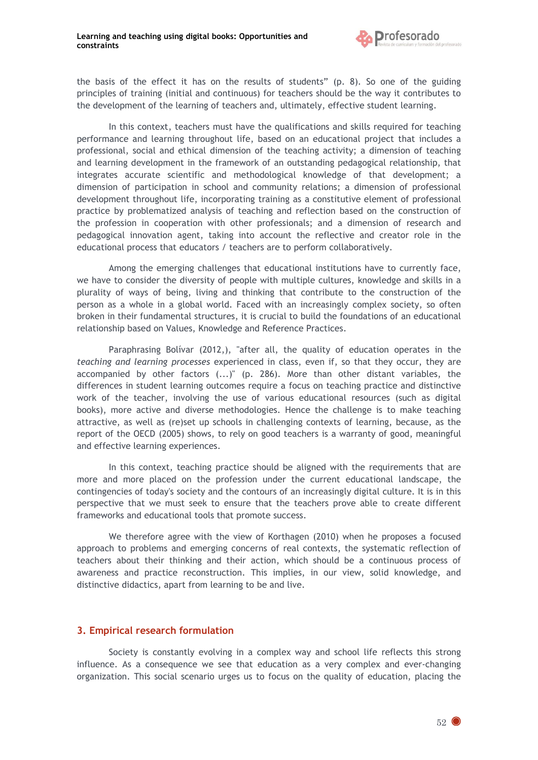the basis of the effect it has on the results of students" (p. 8). So one of the guiding principles of training (initial and continuous) for teachers should be the way it contributes to the development of the learning of teachers and, ultimately, effective student learning.

In this context, teachers must have the qualifications and skills required for teaching performance and learning throughout life, based on an educational project that includes a professional, social and ethical dimension of the teaching activity; a dimension of teaching and learning development in the framework of an outstanding pedagogical relationship, that integrates accurate scientific and methodological knowledge of that development; a dimension of participation in school and community relations; a dimension of professional development throughout life, incorporating training as a constitutive element of professional practice by problematized analysis of teaching and reflection based on the construction of the profession in cooperation with other professionals; and a dimension of research and pedagogical innovation agent, taking into account the reflective and creator role in the educational process that educators / teachers are to perform collaboratively.

Among the emerging challenges that educational institutions have to currently face, we have to consider the diversity of people with multiple cultures, knowledge and skills in a plurality of ways of being, living and thinking that contribute to the construction of the person as a whole in a global world. Faced with an increasingly complex society, so often broken in their fundamental structures, it is crucial to build the foundations of an educational relationship based on Values, Knowledge and Reference Practices.

Paraphrasing Bolívar (2012,), "after all, the quality of education operates in the *teaching and learning processes* experienced in class, even if, so that they occur, they are accompanied by other factors (...)" (p. 286). More than other distant variables, the differences in student learning outcomes require a focus on teaching practice and distinctive work of the teacher, involving the use of various educational resources (such as digital books), more active and diverse methodologies. Hence the challenge is to make teaching attractive, as well as (re)set up schools in challenging contexts of learning, because, as the report of the OECD (2005) shows, to rely on good teachers is a warranty of good, meaningful and effective learning experiences.

In this context, teaching practice should be aligned with the requirements that are more and more placed on the profession under the current educational landscape, the contingencies of today's society and the contours of an increasingly digital culture. It is in this perspective that we must seek to ensure that the teachers prove able to create different frameworks and educational tools that promote success.

We therefore agree with the view of Korthagen (2010) when he proposes a focused approach to problems and emerging concerns of real contexts, the systematic reflection of teachers about their thinking and their action, which should be a continuous process of awareness and practice reconstruction. This implies, in our view, solid knowledge, and distinctive didactics, apart from learning to be and live.

## 3. Empirical research formulation

Society is constantly evolving in a complex way and school life reflects this strong influence. As a consequence we see that education as a very complex and ever-changing organization. This social scenario urges us to focus on the quality of education, placing the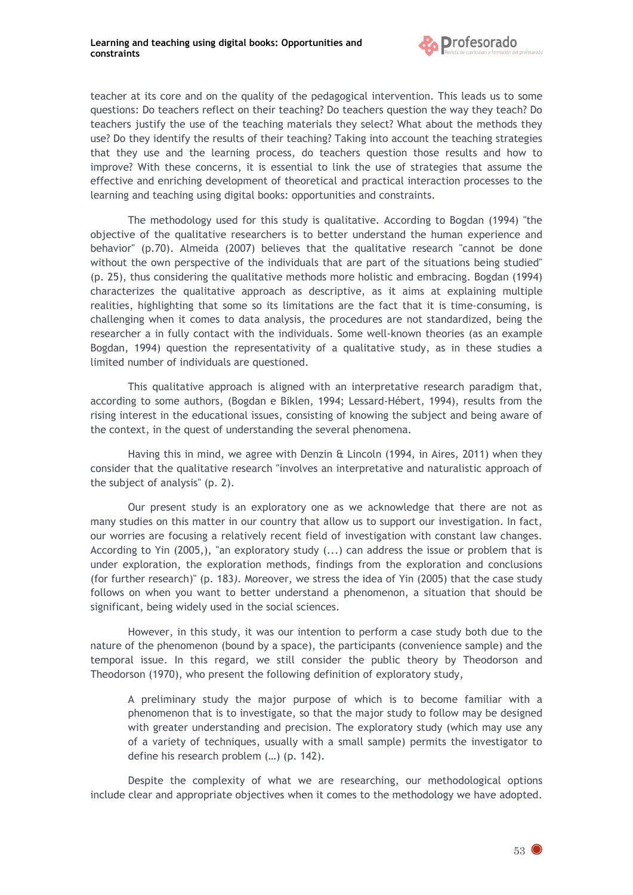teacher at its core and on the quality of the pedagogical intervention. This leads us to some questions: Do teachers reflect on their teaching? Do teachers question the way they teach? Do teachers justify the use of the teaching materials they select? What about the methods they use? Do they identify the results of their teaching? Taking into account the teaching strategies that they use and the learning process, do teachers question those results and how to improve? With these concerns, it is essential to link the use of strategies that assume the effective and enriching development of theoretical and practical interaction processes to the learning and teaching using digital books: opportunities and constraints.

The methodology used for this study is qualitative. According to Bogdan (1994) "the objective of the qualitative researchers is to better understand the human experience and behavior" (p.70). Almeida (2007) believes that the qualitative research "cannot be done without the own perspective of the individuals that are part of the situations being studied" (p. 25), thus considering the qualitative methods more holistic and embracing. Bogdan (1994) characterizes the qualitative approach as descriptive, as it aims at explaining multiple realities, highlighting that some so its limitations are the fact that it is time-consuming, is challenging when it comes to data analysis, the procedures are not standardized, being the researcher a in fully contact with the individuals. Some well-known theories (as an example Bogdan, 1994) question the representativity of a qualitative study, as in these studies a limited number of individuals are questioned.

This qualitative approach is aligned with an interpretative research paradigm that, according to some authors, (Bogdan e Biklen, 1994; Lessard-Hébert, 1994), results from the rising interest in the educational issues, consisting of knowing the subject and being aware of the context, in the quest of understanding the several phenomena.

Having this in mind, we agree with Denzin & Lincoln (1994, in Aires, 2011) when they consider that the qualitative research "involves an interpretative and naturalistic approach of the subject of analysis" (p. 2).

Our present study is an exploratory one as we acknowledge that there are not as many studies on this matter in our country that allow us to support our investigation. In fact, our worries are focusing a relatively recent field of investigation with constant law changes. According to Yin (2005,), "an exploratory study (...) can address the issue or problem that is under exploration, the exploration methods, findings from the exploration and conclusions (for further research)" (p. 183*)*. Moreover, we stress the idea of Yin (2005) that the case study follows on when you want to better understand a phenomenon, a situation that should be significant, being widely used in the social sciences.

However, in this study, it was our intention to perform a case study both due to the nature of the phenomenon (bound by a space), the participants (convenience sample) and the temporal issue. In this regard, we still consider the public theory by Theodorson and Theodorson (1970), who present the following definition of exploratory study,

> A preliminary study the major purpose of which is to become familiar with a phenomenon that is to investigate, so that the major study to follow may be designed with greater understanding and precision. The exploratory study (which may use any of a variety of techniques, usually with a small sample) permits the investigator to define his research problem (…) (p. 142).

Despite the complexity of what we are researching, our methodological options include clear and appropriate objectives when it comes to the methodology we have adopted.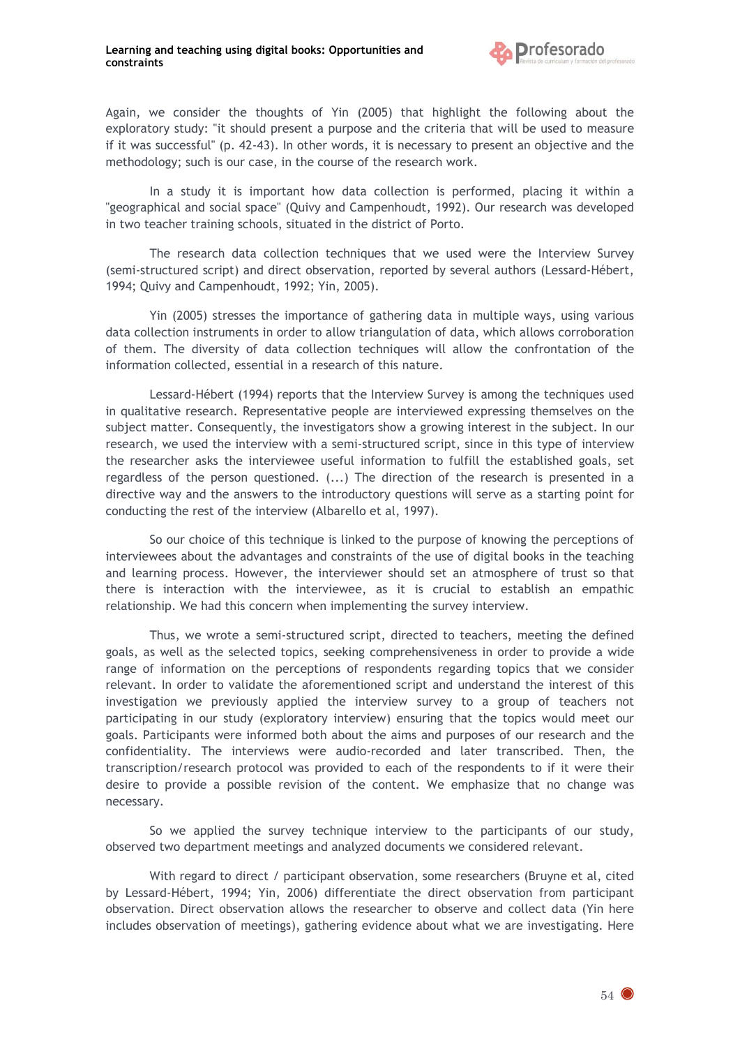Again, we consider the thoughts of Yin (2005) that highlight the following about the exploratory study: "it should present a purpose and the criteria that will be used to measure if it was successful" (p. 42-43). In other words, it is necessary to present an objective and the methodology; such is our case, in the course of the research work.

In a study it is important how data collection is performed, placing it within a "geographical and social space" (Quivy and Campenhoudt, 1992). Our research was developed in two teacher training schools, situated in the district of Porto.

The research data collection techniques that we used were the Interview Survey (semi-structured script) and direct observation, reported by several authors (Lessard-Hébert, 1994; Quivy and Campenhoudt, 1992; Yin, 2005).

Yin (2005) stresses the importance of gathering data in multiple ways, using various data collection instruments in order to allow triangulation of data, which allows corroboration of them. The diversity of data collection techniques will allow the confrontation of the information collected, essential in a research of this nature.

Lessard-Hébert (1994) reports that the Interview Survey is among the techniques used in qualitative research. Representative people are interviewed expressing themselves on the subject matter. Consequently, the investigators show a growing interest in the subject. In our research, we used the interview with a semi-structured script, since in this type of interview the researcher asks the interviewee useful information to fulfill the established goals, set regardless of the person questioned. (...) The direction of the research is presented in a directive way and the answers to the introductory questions will serve as a starting point for conducting the rest of the interview (Albarello et al, 1997).

So our choice of this technique is linked to the purpose of knowing the perceptions of interviewees about the advantages and constraints of the use of digital books in the teaching and learning process. However, the interviewer should set an atmosphere of trust so that there is interaction with the interviewee, as it is crucial to establish an empathic relationship. We had this concern when implementing the survey interview.

Thus, we wrote a semi-structured script, directed to teachers, meeting the defined goals, as well as the selected topics, seeking comprehensiveness in order to provide a wide range of information on the perceptions of respondents regarding topics that we consider relevant. In order to validate the aforementioned script and understand the interest of this investigation we previously applied the interview survey to a group of teachers not participating in our study (exploratory interview) ensuring that the topics would meet our goals. Participants were informed both about the aims and purposes of our research and the confidentiality. The interviews were audio-recorded and later transcribed. Then, the transcription/research protocol was provided to each of the respondents to if it were their desire to provide a possible revision of the content. We emphasize that no change was necessary.

So we applied the survey technique interview to the participants of our study, observed two department meetings and analyzed documents we considered relevant.

With regard to direct / participant observation, some researchers (Bruyne et al, cited by Lessard-Hébert, 1994; Yin, 2006) differentiate the direct observation from participant observation. Direct observation allows the researcher to observe and collect data (Yin here includes observation of meetings), gathering evidence about what we are investigating. Here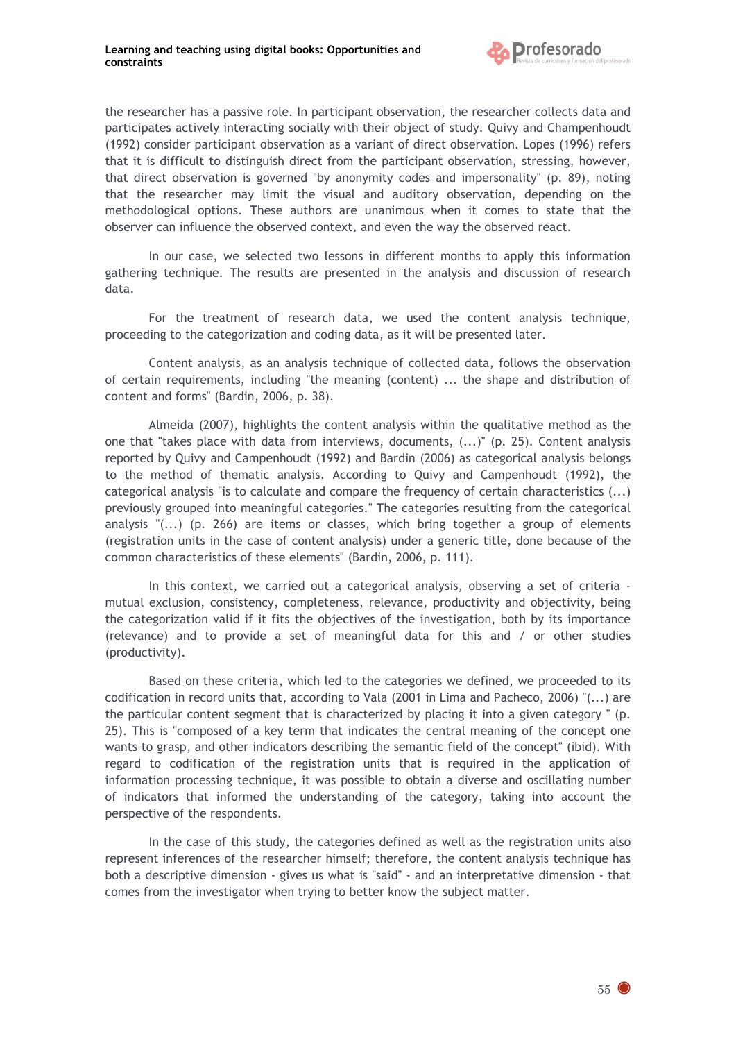the researcher has a passive role. In participant observation, the researcher collects data and participates actively interacting socially with their object of study. Quivy and Champenhoudt (1992) consider participant observation as a variant of direct observation. Lopes (1996) refers that it is difficult to distinguish direct from the participant observation, stressing, however, that direct observation is governed "by anonymity codes and impersonality" (p. 89), noting that the researcher may limit the visual and auditory observation, depending on the methodological options. These authors are unanimous when it comes to state that the observer can influence the observed context, and even the way the observed react.

In our case, we selected two lessons in different months to apply this information gathering technique. The results are presented in the analysis and discussion of research data.

For the treatment of research data, we used the content analysis technique, proceeding to the categorization and coding data, as it will be presented later.

Content analysis, as an analysis technique of collected data, follows the observation of certain requirements, including "the meaning (content) ... the shape and distribution of content and forms" (Bardin, 2006, p. 38).

Almeida (2007), highlights the content analysis within the qualitative method as the one that "takes place with data from interviews, documents, (...)" (p. 25). Content analysis reported by Quivy and Campenhoudt (1992) and Bardin (2006) as categorical analysis belongs to the method of thematic analysis. According to Quivy and Campenhoudt (1992), the categorical analysis "is to calculate and compare the frequency of certain characteristics (...) previously grouped into meaningful categories." The categories resulting from the categorical analysis "(...) (p. 266) are items or classes, which bring together a group of elements (registration units in the case of content analysis) under a generic title, done because of the common characteristics of these elements" (Bardin, 2006, p. 111).

In this context, we carried out a categorical analysis, observing a set of criteria - mutual exclusion, consistency, completeness, relevance, productivity and objectivity, being the categorization valid if it fits the objectives of the investigation, both by its importance (relevance) and to provide a set of meaningful data for this and / or other studies (productivity).

Based on these criteria, which led to the categories we defined, we proceeded to its codification in record units that, according to Vala (2001 in Lima and Pacheco, 2006) "(...) are the particular content segment that is characterized by placing it into a given category " (p. 25). This is "composed of a key term that indicates the central meaning of the concept one wants to grasp, and other indicators describing the semantic field of the concept" (ibid). With regard to codification of the registration units that is required in the application of information processing technique, it was possible to obtain a diverse and oscillating number of indicators that informed the understanding of the category, taking into account the perspective of the respondents.

In the case of this study, the categories defined as well as the registration units also represent inferences of the researcher himself; therefore, the content analysis technique has both a descriptive dimension - gives us what is "said" - and an interpretative dimension - that comes from the investigator when trying to better know the subject matter.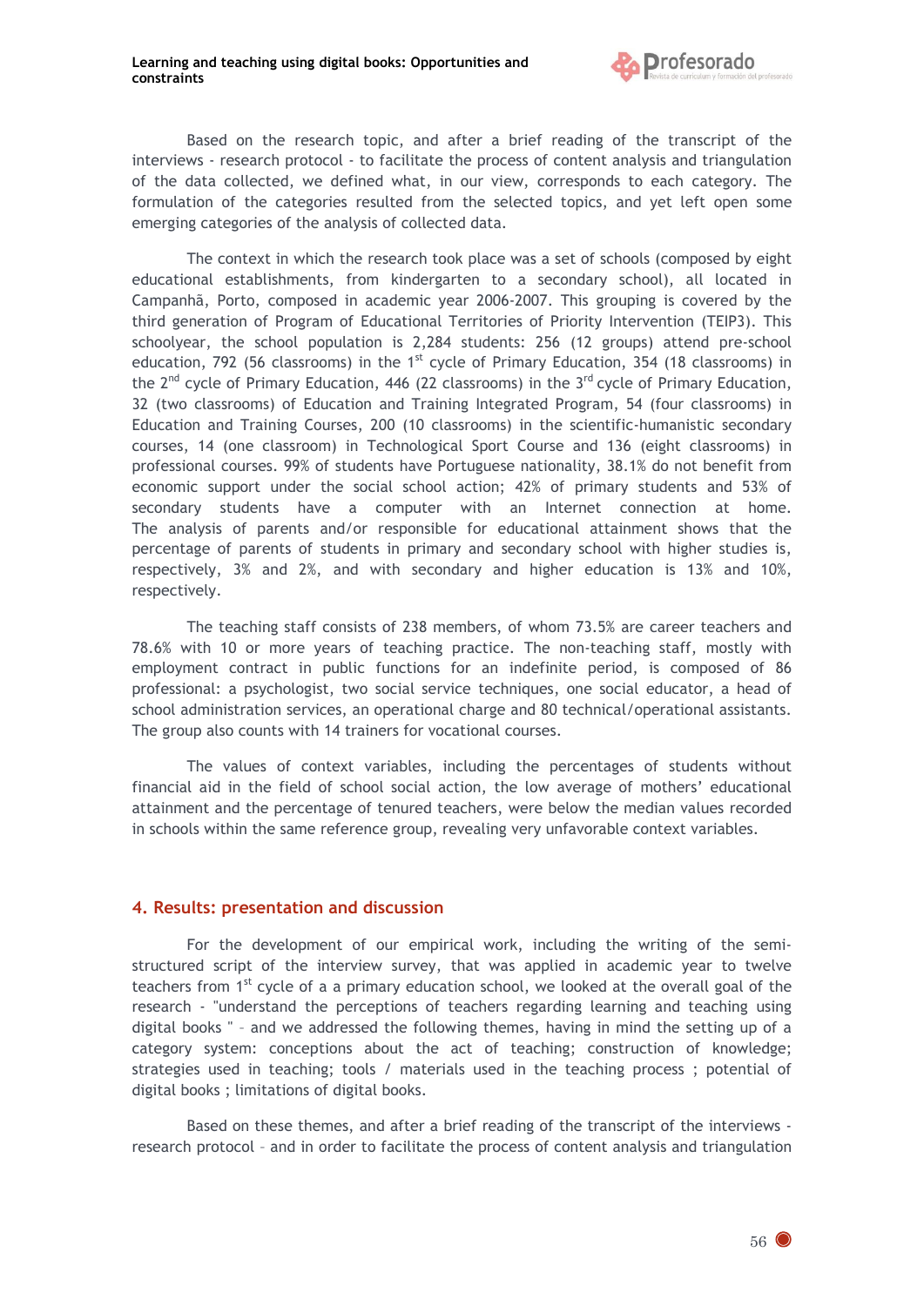Based on the research topic, and after a brief reading of the transcript of the interviews - research protocol - to facilitate the process of content analysis and triangulation of the data collected, we defined what, in our view, corresponds to each category. The formulation of the categories resulted from the selected topics, and yet left open some emerging categories of the analysis of collected data.

The context in which the research took place was a set of schools (composed by eight educational establishments, from kindergarten to a secondary school), all located in Campanhã, Porto, composed in academic year 2006-2007. This grouping is covered by the third generation of Program of Educational Territories of Priority Intervention (TEIP3). This schoolyear, the school population is 2,284 students: 256 (12 groups) attend pre-school education, 792 (56 classrooms) in the 1st cycle of Primary Education, 354 (18 classrooms) in the 2nd cycle of Primary Education, 446 (22 classrooms) in the 3rd cycle of Primary Education, 32 (two classrooms) of Education and Training Integrated Program, 54 (four classrooms) in Education and Training Courses, 200 (10 classrooms) in the scientific-humanistic secondary courses, 14 (one classroom) in Technological Sport Course and 136 (eight classrooms) in professional courses. 99% of students have Portuguese nationality, 38.1% do not benefit from economic support under the social school action; 42% of primary students and 53% of secondary students have a computer with an Internet connection at home. The analysis of parents and/or responsible for educational attainment shows that the percentage of parents of students in primary and secondary school with higher studies is, respectively, 3% and 2%, and with secondary and higher education is 13% and 10%, respectively.

The teaching staff consists of 238 members, of whom 73.5% are career teachers and 78.6% with 10 or more years of teaching practice. The non-teaching staff, mostly with employment contract in public functions for an indefinite period, is composed of 86 professional: a psychologist, two social service techniques, one social educator, a head of school administration services, an operational charge and 80 technical/operational assistants. The group also counts with 14 trainers for vocational courses.

The values of context variables, including the percentages of students without financial aid in the field of school social action, the low average of mothers' educational attainment and the percentage of tenured teachers, were below the median values recorded in schools within the same reference group, revealing very unfavorable context variables.

## 4. Results: presentation and discussion

For the development of our empirical work, including the writing of the semi-structured script of the interview survey, that was applied in academic year to twelve teachers from 1st cycle of a primary education school, we looked at the overall goal of the research - "understand the perceptions of teachers regarding learning and teaching using digital books " – and we addressed the following themes, having in mind the setting up of a category system: conceptions about the act of teaching; construction of knowledge; strategies used in teaching; tools / materials used in the teaching process ; potential of digital books ; limitations of digital books.

Based on these themes, and after a brief reading of the transcript of the interviews - research protocol – and in order to facilitate the process of content analysis and triangulation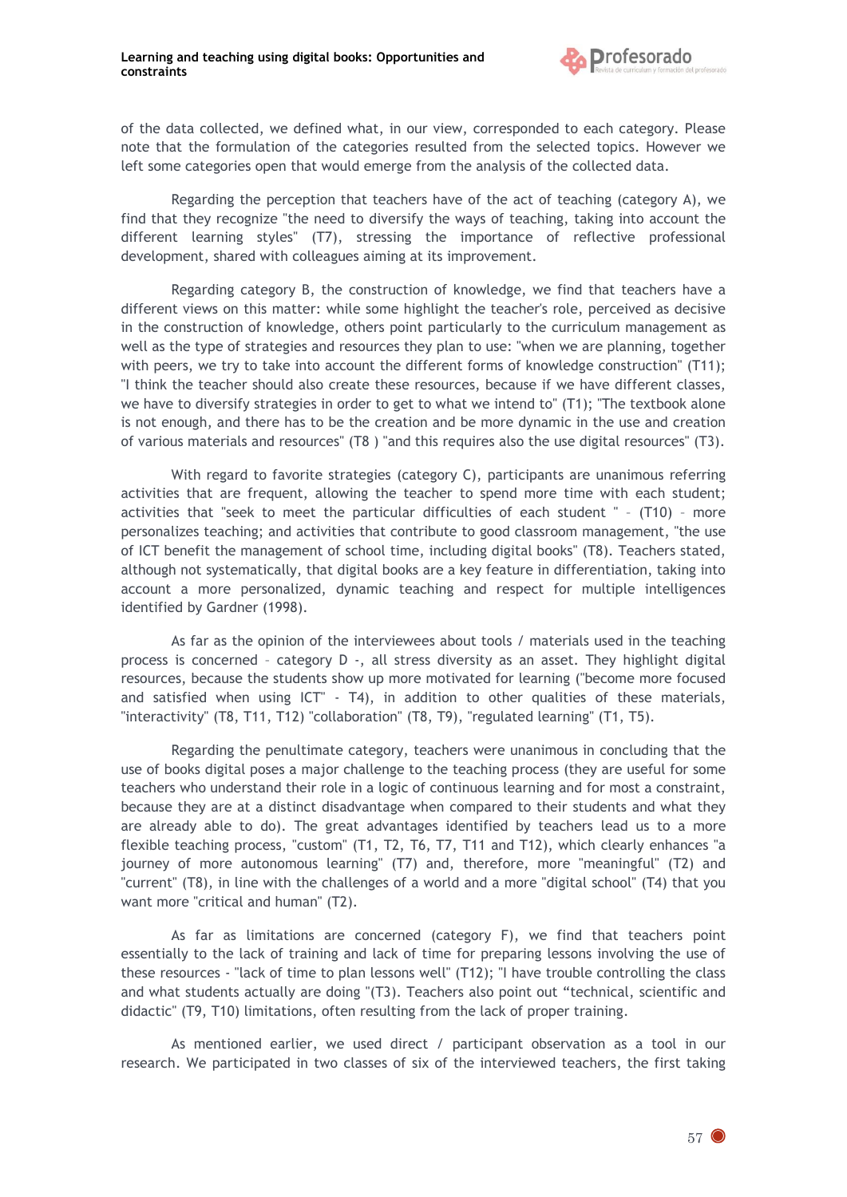of the data collected, we defined what, in our view, corresponded to each category. Please note that the formulation of the categories resulted from the selected topics. However we left some categories open that would emerge from the analysis of the collected data.

Regarding the perception that teachers have of the act of teaching (category A), we find that they recognize "the need to diversify the ways of teaching, taking into account the different learning styles" (T7), stressing the importance of reflective professional development, shared with colleagues aiming at its improvement.

Regarding category B, the construction of knowledge, we find that teachers have a different views on this matter: while some highlight the teacher's role, perceived as decisive in the construction of knowledge, others point particularly to the curriculum management as well as the type of strategies and resources they plan to use: "when we are planning, together with peers, we try to take into account the different forms of knowledge construction" (T11); "I think the teacher should also create these resources, because if we have different classes, we have to diversify strategies in order to get to what we intend to" (T1); "The textbook alone is not enough, and there has to be the creation and be more dynamic in the use and creation of various materials and resources" (T8 ) "and this requires also the use digital resources" (T3).

With regard to favorite strategies (category C), participants are unanimous referring activities that are frequent, allowing the teacher to spend more time with each student; activities that "seek to meet the particular difficulties of each student " – (T10) – more personalizes teaching; and activities that contribute to good classroom management, "the use of ICT benefit the management of school time, including digital books" (T8). Teachers stated, although not systematically, that digital books are a key feature in differentiation, taking into account a more personalized, dynamic teaching and respect for multiple intelligences identified by Gardner (1998).

As far as the opinion of the interviewees about tools / materials used in the teaching process is concerned – category D -, all stress diversity as an asset. They highlight digital resources, because the students show up more motivated for learning ("become more focused and satisfied when using ICT" - T4), in addition to other qualities of these materials, "interactivity" (T8, T11, T12) "collaboration" (T8, T9), "regulated learning" (T1, T5).

Regarding the penultimate category, teachers were unanimous in concluding that the use of books digital poses a major challenge to the teaching process (they are useful for some teachers who understand their role in a logic of continuous learning and for most a constraint, because they are at a distinct disadvantage when compared to their students and what they are already able to do). The great advantages identified by teachers lead us to a more flexible teaching process, "custom" (T1, T2, T6, T7, T11 and T12), which clearly enhances "a journey of more autonomous learning" (T7) and, therefore, more "meaningful" (T2) and "current" (T8), in line with the challenges of a world and a more "digital school" (T4) that you want more "critical and human" (T2).

As far as limitations are concerned (category F), we find that teachers point essentially to the lack of training and lack of time for preparing lessons involving the use of these resources - "lack of time to plan lessons well" (T12); "I have trouble controlling the class and what students actually are doing "(T3). Teachers also point out "technical, scientific and didactic" (T9, T10) limitations, often resulting from the lack of proper training.

As mentioned earlier, we used direct / participant observation as a tool in our research. We participated in two classes of six of the interviewed teachers, the first taking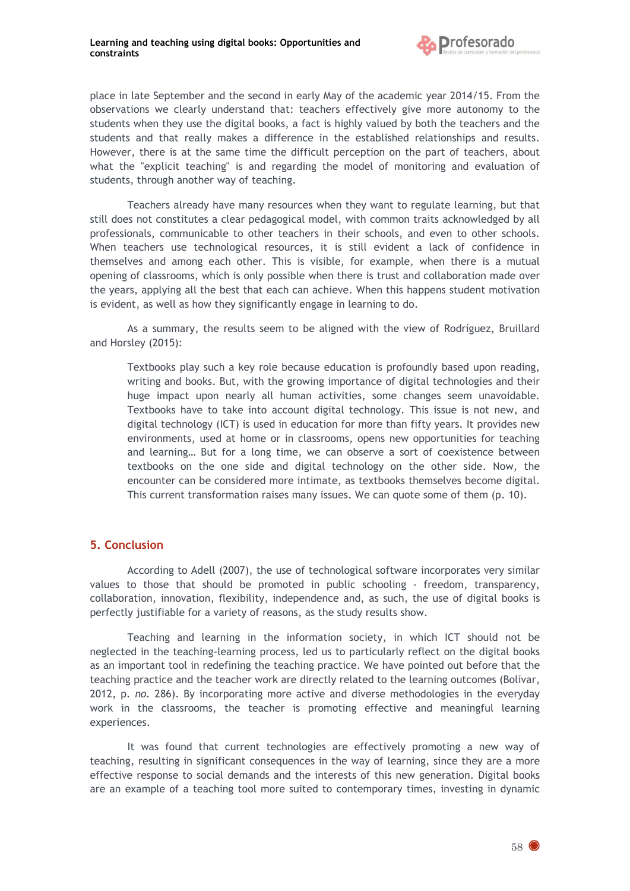place in late September and the second in early May of the academic year 2014/15. From the observations we clearly understand that: teachers effectively give more autonomy to the students when they use the digital books, a fact is highly valued by both the teachers and the students and that really makes a difference in the established relationships and results. However, there is at the same time the difficult perception on the part of teachers, about what the "explicit teaching" is and regarding the model of monitoring and evaluation of students, through another way of teaching.

Teachers already have many resources when they want to regulate learning, but that still does not constitutes a clear pedagogical model, with common traits acknowledged by all professionals, communicable to other teachers in their schools, and even to other schools. When teachers use technological resources, it is still evident a lack of confidence in themselves and among each other. This is visible, for example, when there is a mutual opening of classrooms, which is only possible when there is trust and collaboration made over the years, applying all the best that each can achieve. When this happens student motivation is evident, as well as how they significantly engage in learning to do.

As a summary, the results seem to be aligned with the view of Rodríguez, Bruillard and Horsley (2015):

> Textbooks play such a key role because education is profoundly based upon reading, writing and books. But, with the growing importance of digital technologies and their huge impact upon nearly all human activities, some changes seem unavoidable. Textbooks have to take into account digital technology. This issue is not new, and digital technology (ICT) is used in education for more than fifty years. It provides new environments, used at home or in classrooms, opens new opportunities for teaching and learning… But for a long time, we can observe a sort of coexistence between textbooks on the one side and digital technology on the other side. Now, the encounter can be considered more intimate, as textbooks themselves become digital. This current transformation raises many issues. We can quote some of them (p. 10).

## 5. Conclusion

According to Adell (2007), the use of technological software incorporates very similar values to those that should be promoted in public schooling - freedom, transparency, collaboration, innovation, flexibility, independence and, as such, the use of digital books is perfectly justifiable for a variety of reasons, as the study results show.

Teaching and learning in the information society, in which ICT should not be neglected in the teaching-learning process, led us to particularly reflect on the digital books as an important tool in redefining the teaching practice. We have pointed out before that the teaching practice and the teacher work are directly related to the learning outcomes (Bolívar, 2012, p. *no.* 286). By incorporating more active and diverse methodologies in the everyday work in the classrooms, the teacher is promoting effective and meaningful learning experiences.

It was found that current technologies are effectively promoting a new way of teaching, resulting in significant consequences in the way of learning, since they are a more effective response to social demands and the interests of this new generation. Digital books are an example of a teaching tool more suited to contemporary times, investing in dynamic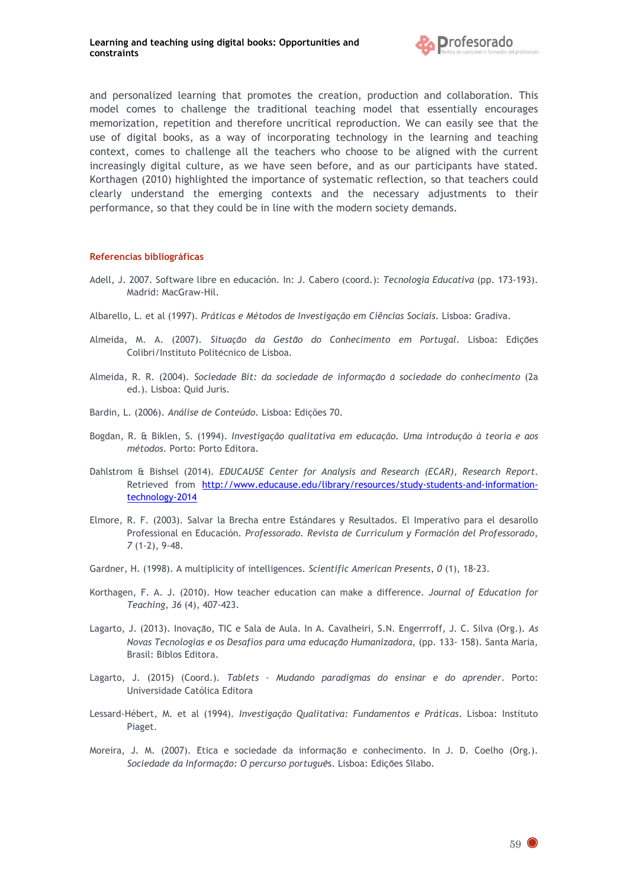and personalized learning that promotes the creation, production and collaboration. This model comes to challenge the traditional teaching model that essentially encourages memorization, repetition and therefore uncritical reproduction. We can easily see that the use of digital books, as a way of incorporating technology in the learning and teaching context, comes to challenge all the teachers who choose to be aligned with the current increasingly digital culture, as we have seen before, and as our participants have stated. Korthagen (2010) highlighted the importance of systematic reflection, so that teachers could clearly understand the emerging contexts and the necessary adjustments to their performance, so that they could be in line with the modern society demands.

## Referencias bibliográficas

Adell, J. 2007. Software libre en educación. In: J. Cabero (coord.): *Tecnología Educativa* (pp. 173-193). Madrid: MacGraw-Hil.

Albarello, L. et al (1997). *Práticas e Métodos de Investigação em Ciências Sociais*. Lisboa: Gradiva.

Almeida, M. A. (2007). *Situação da Gestão do Conhecimento em Portugal*. Lisboa: Edições Colibri/Instituto Politécnico de Lisboa.

Almeida, R. R. (2004). *Sociedade Bit: da sociedade de informação à sociedade do conhecimento* (2a ed.). Lisboa: Quid Juris.

Bardin, L. (2006). *Análise de Conteúdo*. Lisboa: Edições 70.

Bogdan, R. & Biklen, S. (1994). *Investigação qualitativa em educação. Uma introdução à teoria e aos métodos*. Porto: Porto Editora.

Dahlstrom & Bishsel (2014). *EDUCAUSE Center for Analysis and Research (ECAR), Research Report*. Retrieved from [http://www.educause.edu/library/resources/study-students-and-information-technology-2014](http://www.educause.edu/library/resources/study-students-and-information-technology-2014)

Elmore, R. F. (2003). Salvar la Brecha entre Estándares y Resultados. El Imperativo para el desarollo Professional en Educación. *Professorado. Revista de Curriculum y Formación del Professorado, 7* (1-2), 9-48.

Gardner, H. (1998). A multiplicity of intelligences. *Scientific American Presents, 0* (1), 18-23.

Korthagen, F. A. J. (2010). How teacher education can make a difference. *Journal of Education for Teaching, 36* (4), 407-423.

Lagarto, J. (2013). Inovação, TIC e Sala de Aula. In A. Cavalheiri, S.N. Engerrroff, J. C. Silva (Org.). *As Novas Tecnologias e os Desafios para uma educação Humanizadora*, (pp. 133- 158). Santa Maria, Brasil: Biblos Editora.

Lagarto, J. (2015) (Coord.). *Tablets - Mudando paradigmas do ensinar e do aprender*. Porto: Universidade Católica Editora

Lessard-Hébert, M. et al (1994). *Investigação Qualitativa: Fundamentos e Práticas*. Lisboa: Instituto Piaget.

Moreira, J. M. (2007). Etica e sociedade da informação e conhecimento. In J. D. Coelho (Org.). *Sociedade da Informação: O percurso português*. Lisboa: Edições Sílabo.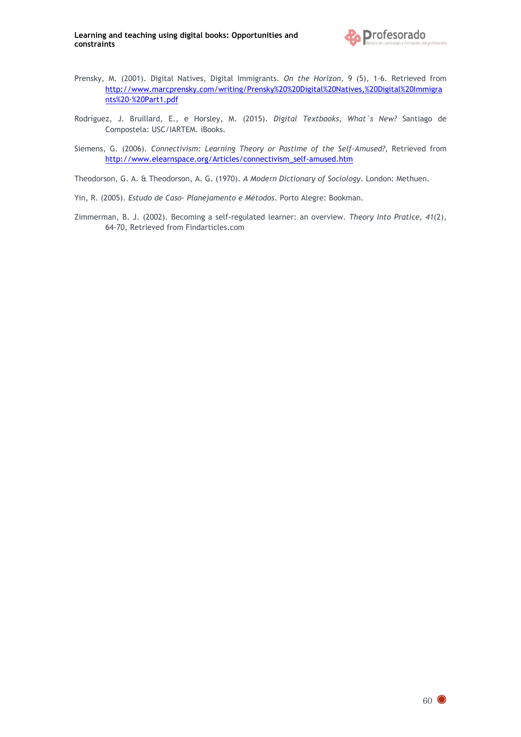Prensky, M. (2001). Digital Natives, Digital Immigrants. *On the Horizon*, 9 (5), 1-6. Retrieved from http://www.marcprensky.com/writing/Prensky%20%20Digital%20Natives,%20Digital%20Immigrants%20-%20Part1.pdf

Rodríguez, J. Bruillard, E., e Horsley, M. (2015). *Digital Textbooks, What´s New?* Santiago de Compostela: USC/IARTEM. iBooks.

Siemens, G. (2006). *Connectivism: Learning Theory or Pastime of the Self-Amused?,* Retrieved from http://www.elearnspace.org/Articles/connectivism_self-amused.htm

Theodorson, G. A. & Theodorson, A. G. (1970). *A Modern Dictionary of Sociology*. London: Methuen.

Yin, R. (2005). *Estudo de Caso- Planejamento e Métodos*. Porto Alegre: Bookman.

Zimmerman, B. J. (2002). Becoming a self-regulated learner: an overview. *Theory Into Pratice*, *41*(2), 64-70, Retrieved from Findarticles.com